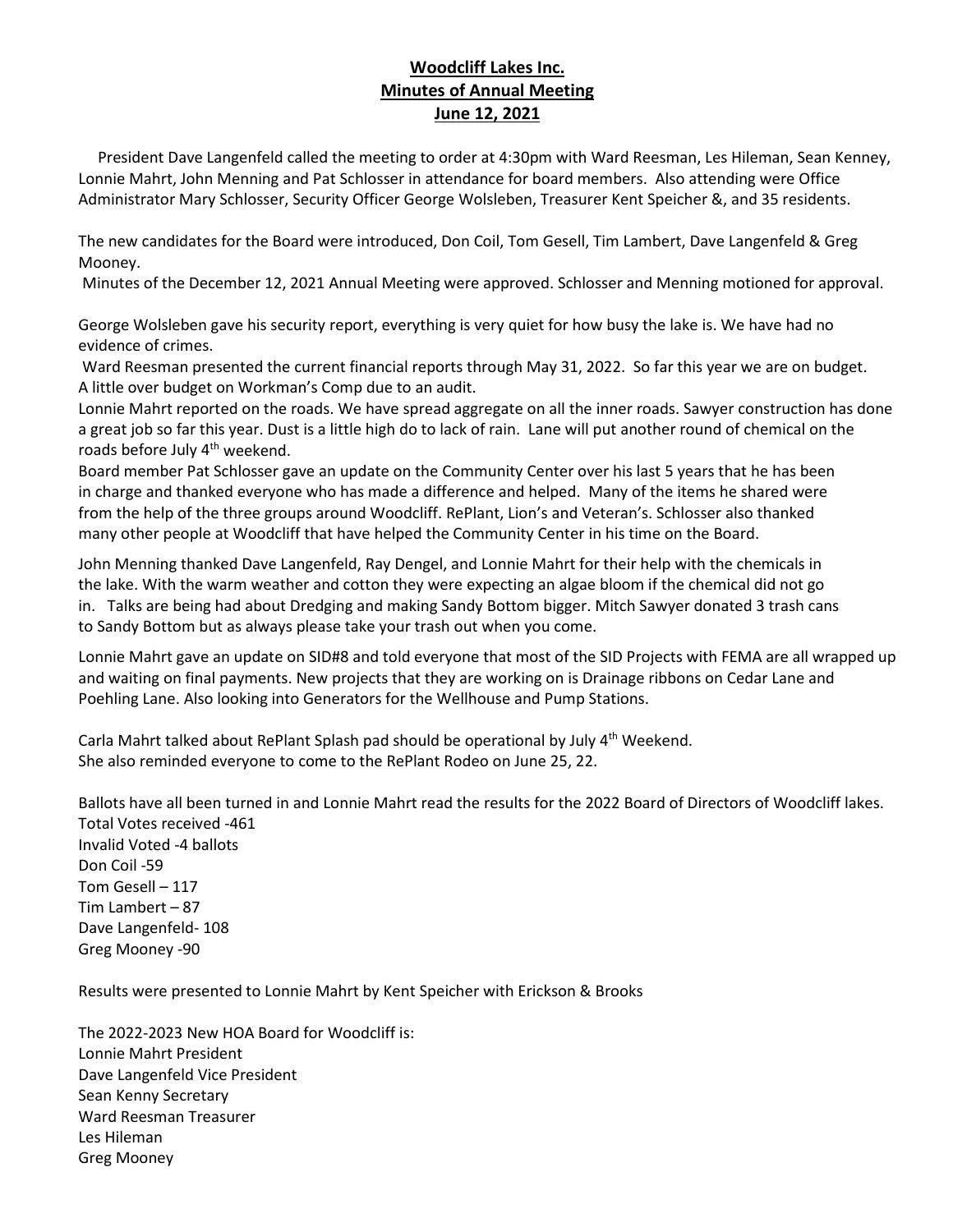**Woodcliff Lakes Inc.**
**Minutes of Annual Meeting**
**June 12, 2021**

President Dave Langenfeld called the meeting to order at 4:30pm with Ward Reesman, Les Hileman, Sean Kenney, Lonnie Mahrt, John Menning and Pat Schlosser in attendance for board members. Also attending were Office Administrator Mary Schlosser, Security Officer George Wolsleben, Treasurer Kent Speicher &, and 35 residents.

The new candidates for the Board were introduced, Don Coil, Tom Gesell, Tim Lambert, Dave Langenfeld & Greg Mooney.

Minutes of the December 12, 2021 Annual Meeting were approved. Schlosser and Menning motioned for approval.

George Wolsleben gave his security report, everything is very quiet for how busy the lake is. We have had no evidence of crimes.

Ward Reesman presented the current financial reports through May 31, 2022. So far this year we are on budget. A little over budget on Workman's Comp due to an audit.

Lonnie Mahrt reported on the roads. We have spread aggregate on all the inner roads. Sawyer construction has done a great job so far this year. Dust is a little high do to lack of rain. Lane will put another round of chemical on the roads before July 4th weekend.

Board member Pat Schlosser gave an update on the Community Center over his last 5 years that he has been in charge and thanked everyone who has made a difference and helped. Many of the items he shared were from the help of the three groups around Woodcliff. RePlant, Lion's and Veteran's. Schlosser also thanked many other people at Woodcliff that have helped the Community Center in his time on the Board.

John Menning thanked Dave Langenfeld, Ray Dengel, and Lonnie Mahrt for their help with the chemicals in the lake. With the warm weather and cotton they were expecting an algae bloom if the chemical did not go in. Talks are being had about Dredging and making Sandy Bottom bigger. Mitch Sawyer donated 3 trash cans to Sandy Bottom but as always please take your trash out when you come.

Lonnie Mahrt gave an update on SID#8 and told everyone that most of the SID Projects with FEMA are all wrapped up and waiting on final payments. New projects that they are working on is Drainage ribbons on Cedar Lane and Poehling Lane. Also looking into Generators for the Wellhouse and Pump Stations.

Carla Mahrt talked about RePlant Splash pad should be operational by July 4th Weekend.
She also reminded everyone to come to the RePlant Rodeo on June 25, 22.

Ballots have all been turned in and Lonnie Mahrt read the results for the 2022 Board of Directors of Woodcliff lakes.
Total Votes received -461
Invalid Voted -4 ballots
Don Coil -59
Tom Gesell – 117
Tim Lambert – 87
Dave Langenfeld- 108
Greg Mooney -90

Results were presented to Lonnie Mahrt by Kent Speicher with Erickson & Brooks

The 2022-2023 New HOA Board for Woodcliff is:
Lonnie Mahrt President
Dave Langenfeld Vice President
Sean Kenny Secretary
Ward Reesman Treasurer
Les Hileman
Greg Mooney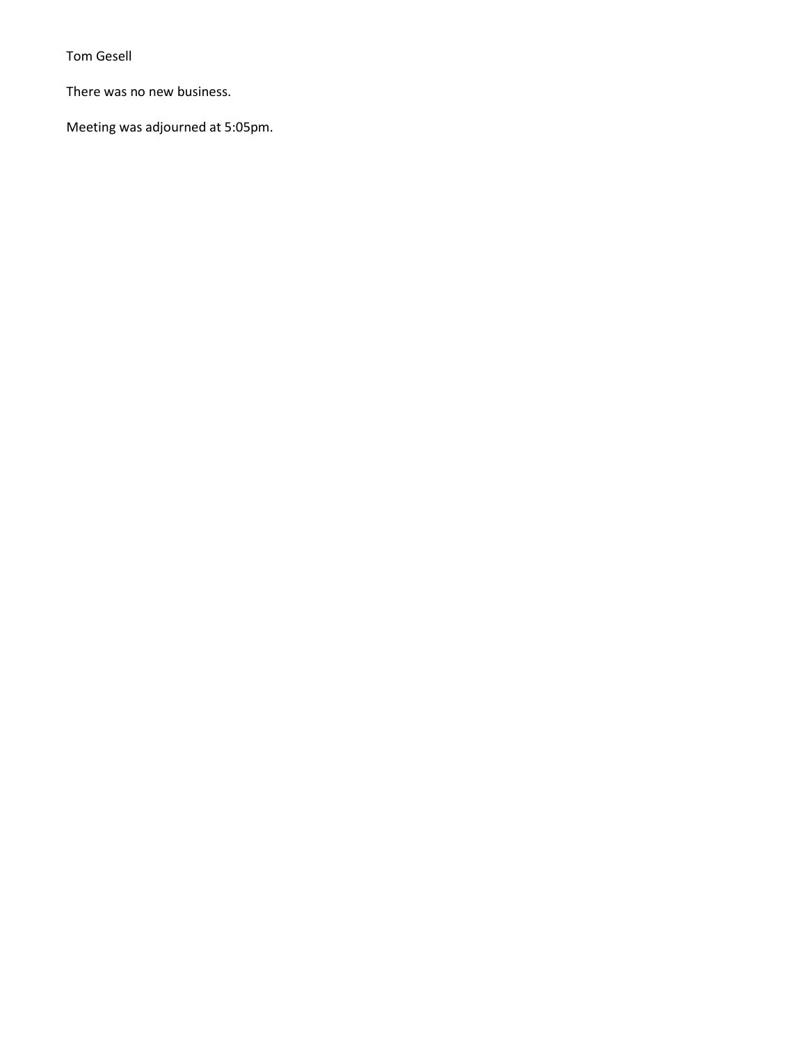Tom Gesell

There was no new business.

Meeting was adjourned at 5:05pm.